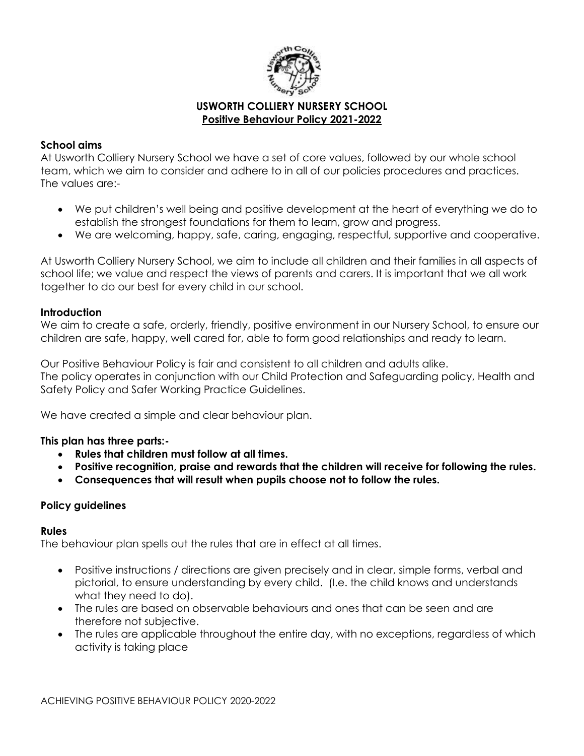# USWORTH COLLIERY NURSERY SCHOOL
## Positive Behaviour Policy 2021-2022

### School aims

At Usworth Colliery Nursery School we have a set of core values, followed by our whole school team, which we aim to consider and adhere to in all of our policies procedures and practices. The values are:-

- We put children's well being and positive development at the heart of everything we do to establish the strongest foundations for them to learn, grow and progress.
- We are welcoming, happy, safe, caring, engaging, respectful, supportive and cooperative.

At Usworth Colliery Nursery School, we aim to include all children and their families in all aspects of school life; we value and respect the views of parents and carers. It is important that we all work together to do our best for every child in our school.

### Introduction

We aim to create a safe, orderly, friendly, positive environment in our Nursery School, to ensure our children are safe, happy, well cared for, able to form good relationships and ready to learn.

Our Positive Behaviour Policy is fair and consistent to all children and adults alike.
The policy operates in conjunction with our Child Protection and Safeguarding policy, Health and Safety Policy and Safer Working Practice Guidelines.

We have created a simple and clear behaviour plan.

**This plan has three parts:-**

- **Rules that children must follow at all times.**
- **Positive recognition, praise and rewards that the children will receive for following the rules.**
- **Consequences that will result when pupils choose not to follow the rules.**

### Policy guidelines

### Rules

The behaviour plan spells out the rules that are in effect at all times.

- Positive instructions / directions are given precisely and in clear, simple forms, verbal and pictorial, to ensure understanding by every child. (I.e. the child knows and understands what they need to do).
- The rules are based on observable behaviours and ones that can be seen and are therefore not subjective.
- The rules are applicable throughout the entire day, with no exceptions, regardless of which activity is taking place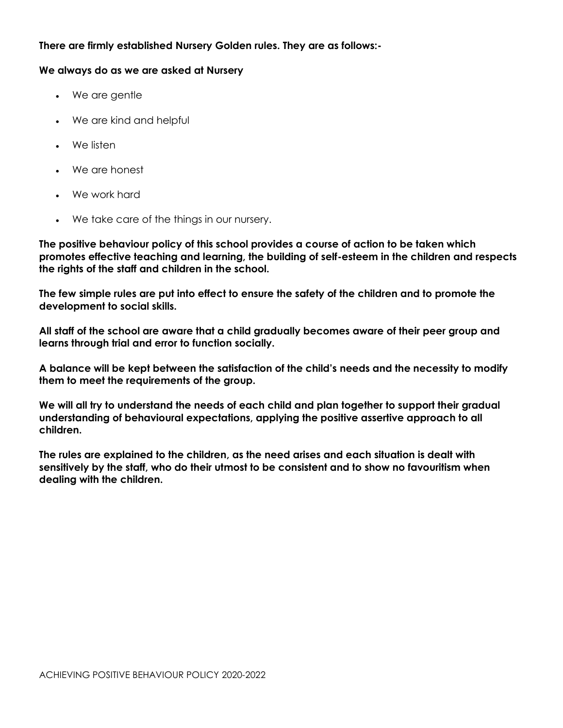**There are firmly established Nursery Golden rules. They are as follows:-**

**We always do as we are asked at Nursery**

- We are gentle
- We are kind and helpful
- We listen
- We are honest
- We work hard
- We take care of the things in our nursery.

**The positive behaviour policy of this school provides a course of action to be taken which promotes effective teaching and learning, the building of self-esteem in the children and respects the rights of the staff and children in the school.**

**The few simple rules are put into effect to ensure the safety of the children and to promote the development to social skills.**

**All staff of the school are aware that a child gradually becomes aware of their peer group and learns through trial and error to function socially.**

**A balance will be kept between the satisfaction of the child's needs and the necessity to modify them to meet the requirements of the group.**

**We will all try to understand the needs of each child and plan together to support their gradual understanding of behavioural expectations, applying the positive assertive approach to all children.**

**The rules are explained to the children, as the need arises and each situation is dealt with sensitively by the staff, who do their utmost to be consistent and to show no favouritism when dealing with the children.**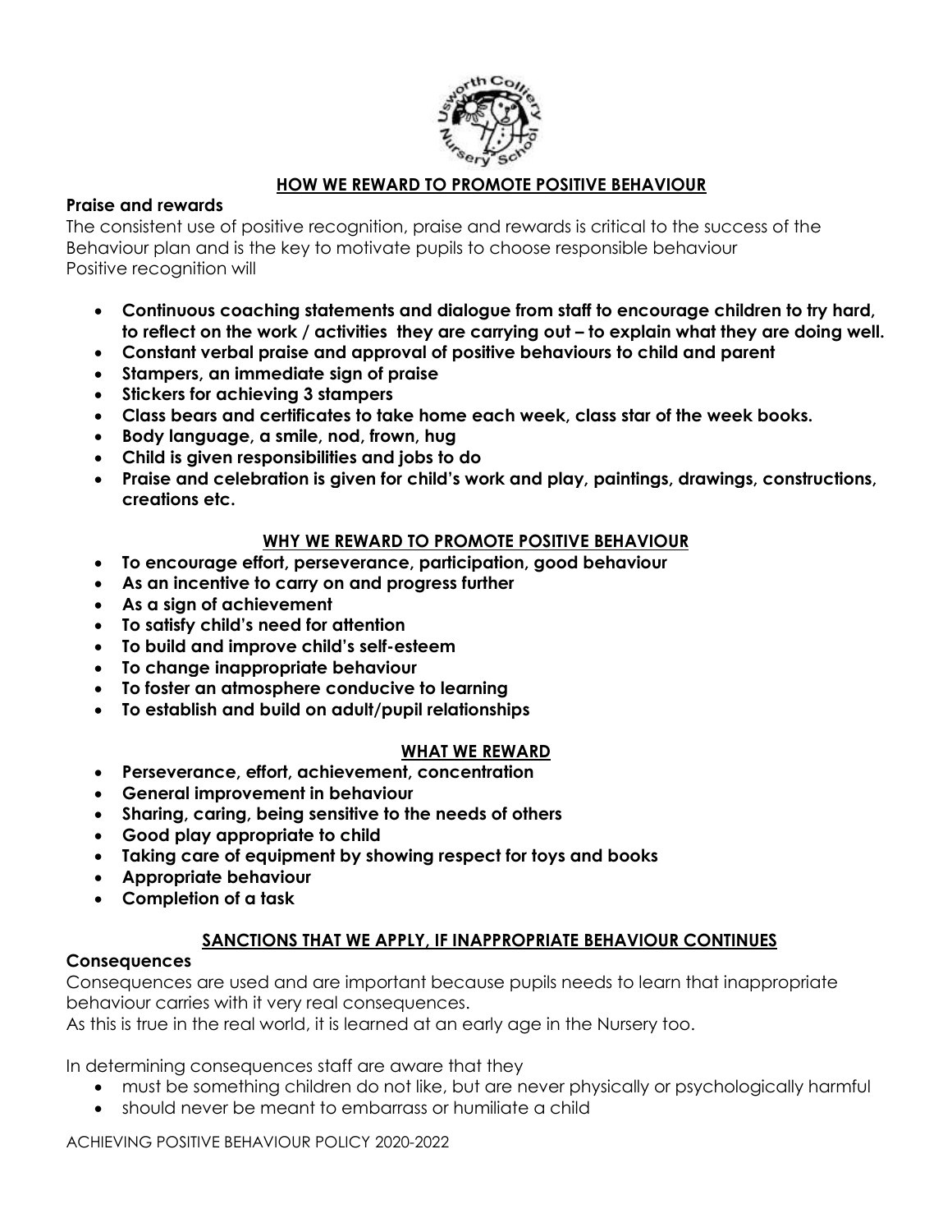## HOW WE REWARD TO PROMOTE POSITIVE BEHAVIOUR

**Praise and rewards**

The consistent use of positive recognition, praise and rewards is critical to the success of the Behaviour plan and is the key to motivate pupils to choose responsible behaviour
Positive recognition will

- **Continuous coaching statements and dialogue from staff to encourage children to try hard, to reflect on the work / activities they are carrying out – to explain what they are doing well.**
- **Constant verbal praise and approval of positive behaviours to child and parent**
- **Stampers, an immediate sign of praise**
- **Stickers for achieving 3 stampers**
- **Class bears and certificates to take home each week, class star of the week books.**
- **Body language, a smile, nod, frown, hug**
- **Child is given responsibilities and jobs to do**
- **Praise and celebration is given for child's work and play, paintings, drawings, constructions, creations etc.**

## WHY WE REWARD TO PROMOTE POSITIVE BEHAVIOUR

- **To encourage effort, perseverance, participation, good behaviour**
- **As an incentive to carry on and progress further**
- **As a sign of achievement**
- **To satisfy child's need for attention**
- **To build and improve child's self-esteem**
- **To change inappropriate behaviour**
- **To foster an atmosphere conducive to learning**
- **To establish and build on adult/pupil relationships**

## WHAT WE REWARD

- **Perseverance, effort, achievement, concentration**
- **General improvement in behaviour**
- **Sharing, caring, being sensitive to the needs of others**
- **Good play appropriate to child**
- **Taking care of equipment by showing respect for toys and books**
- **Appropriate behaviour**
- **Completion of a task**

## SANCTIONS THAT WE APPLY, IF INAPPROPRIATE BEHAVIOUR CONTINUES

**Consequences**

Consequences are used and are important because pupils needs to learn that inappropriate behaviour carries with it very real consequences.
As this is true in the real world, it is learned at an early age in the Nursery too.

In determining consequences staff are aware that they

- must be something children do not like, but are never physically or psychologically harmful
- should never be meant to embarrass or humiliate a child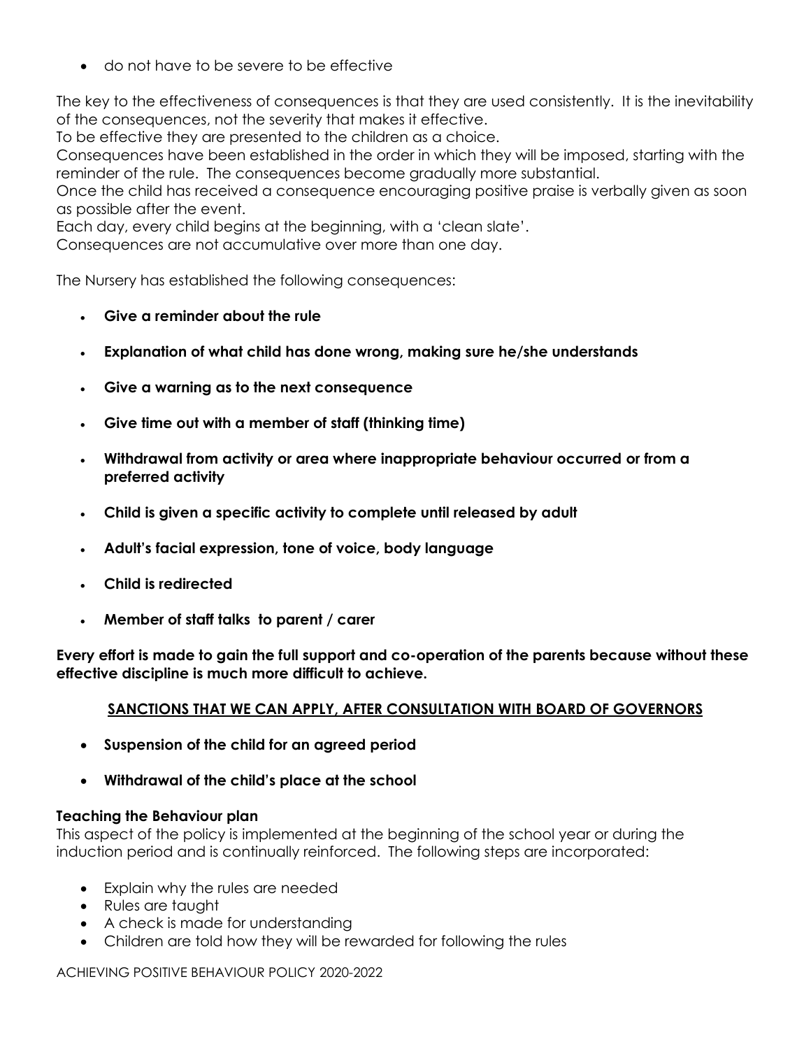- do not have to be severe to be effective

The key to the effectiveness of consequences is that they are used consistently. It is the inevitability of the consequences, not the severity that makes it effective.
To be effective they are presented to the children as a choice.
Consequences have been established in the order in which they will be imposed, starting with the reminder of the rule. The consequences become gradually more substantial.
Once the child has received a consequence encouraging positive praise is verbally given as soon as possible after the event.
Each day, every child begins at the beginning, with a 'clean slate'.
Consequences are not accumulative over more than one day.

The Nursery has established the following consequences:

- **Give a reminder about the rule**
- **Explanation of what child has done wrong, making sure he/she understands**
- **Give a warning as to the next consequence**
- **Give time out with a member of staff (thinking time)**
- **Withdrawal from activity or area where inappropriate behaviour occurred or from a preferred activity**
- **Child is given a specific activity to complete until released by adult**
- **Adult's facial expression, tone of voice, body language**
- **Child is redirected**
- **Member of staff talks to parent / carer**

**Every effort is made to gain the full support and co-operation of the parents because without these effective discipline is much more difficult to achieve.**

## SANCTIONS THAT WE CAN APPLY, AFTER CONSULTATION WITH BOARD OF GOVERNORS

- **Suspension of the child for an agreed period**
- **Withdrawal of the child's place at the school**

**Teaching the Behaviour plan**
This aspect of the policy is implemented at the beginning of the school year or during the induction period and is continually reinforced. The following steps are incorporated:

- Explain why the rules are needed
- Rules are taught
- A check is made for understanding
- Children are told how they will be rewarded for following the rules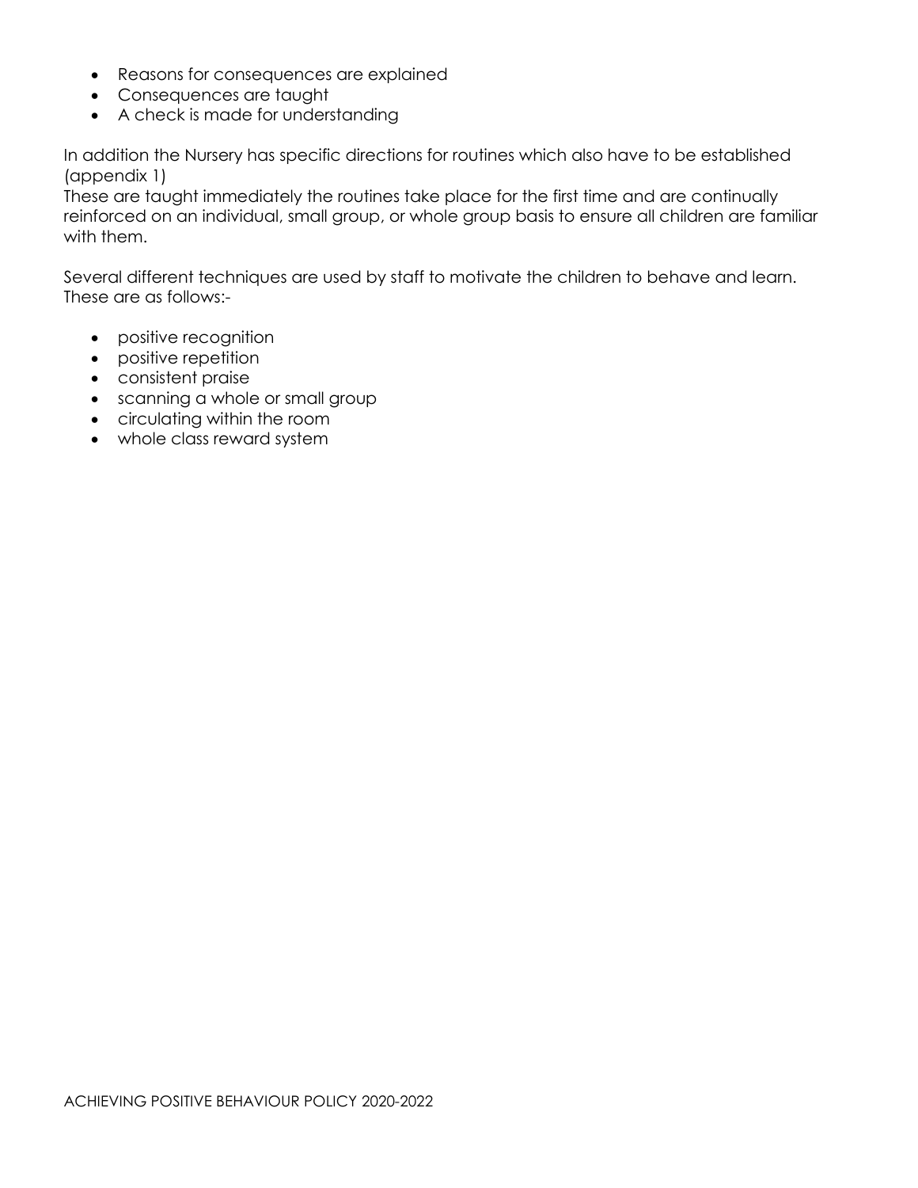- Reasons for consequences are explained
- Consequences are taught
- A check is made for understanding

In addition the Nursery has specific directions for routines which also have to be established (appendix 1)
These are taught immediately the routines take place for the first time and are continually reinforced on an individual, small group, or whole group basis to ensure all children are familiar with them.

Several different techniques are used by staff to motivate the children to behave and learn. These are as follows:-

- positive recognition
- positive repetition
- consistent praise
- scanning a whole or small group
- circulating within the room
- whole class reward system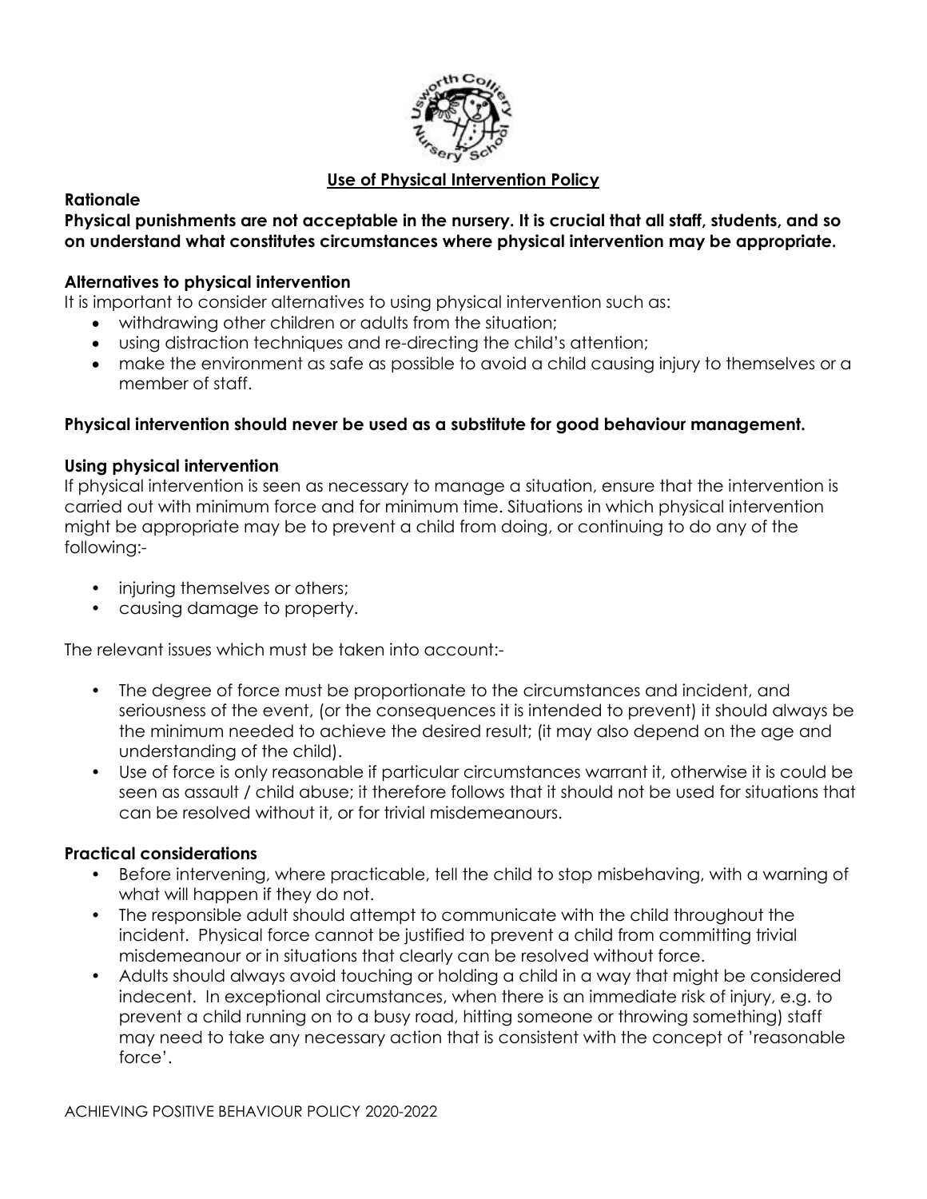## Use of Physical Intervention Policy

**Rationale**

**Physical punishments are not acceptable in the nursery. It is crucial that all staff, students, and so on understand what constitutes circumstances where physical intervention may be appropriate.**

**Alternatives to physical intervention**

It is important to consider alternatives to using physical intervention such as:

- withdrawing other children or adults from the situation;
- using distraction techniques and re-directing the child's attention;
- make the environment as safe as possible to avoid a child causing injury to themselves or a member of staff.

**Physical intervention should never be used as a substitute for good behaviour management.**

**Using physical intervention**

If physical intervention is seen as necessary to manage a situation, ensure that the intervention is carried out with minimum force and for minimum time. Situations in which physical intervention might be appropriate may be to prevent a child from doing, or continuing to do any of the following:-

- injuring themselves or others;
- causing damage to property.

The relevant issues which must be taken into account:-

- The degree of force must be proportionate to the circumstances and incident, and seriousness of the event, (or the consequences it is intended to prevent) it should always be the minimum needed to achieve the desired result; (it may also depend on the age and understanding of the child).
- Use of force is only reasonable if particular circumstances warrant it, otherwise it is could be seen as assault / child abuse; it therefore follows that it should not be used for situations that can be resolved without it, or for trivial misdemeanours.

**Practical considerations**

- Before intervening, where practicable, tell the child to stop misbehaving, with a warning of what will happen if they do not.
- The responsible adult should attempt to communicate with the child throughout the incident. Physical force cannot be justified to prevent a child from committing trivial misdemeanour or in situations that clearly can be resolved without force.
- Adults should always avoid touching or holding a child in a way that might be considered indecent. In exceptional circumstances, when there is an immediate risk of injury, e.g. to prevent a child running on to a busy road, hitting someone or throwing something) staff may need to take any necessary action that is consistent with the concept of 'reasonable force'.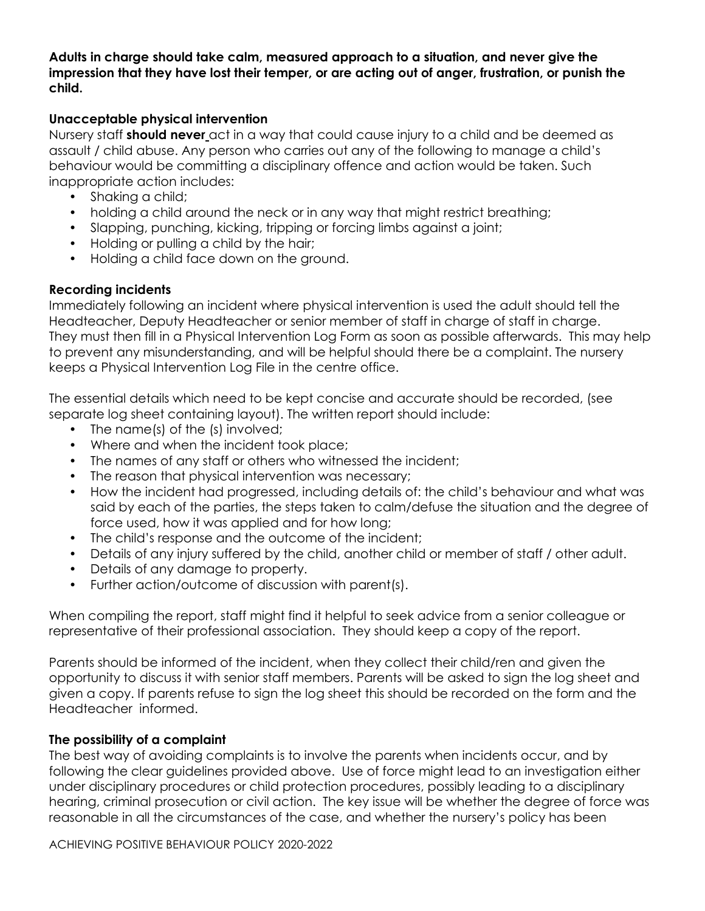**Adults in charge should take calm, measured approach to a situation, and never give the impression that they have lost their temper, or are acting out of anger, frustration, or punish the child.**

### Unacceptable physical intervention

Nursery staff **should never** act in a way that could cause injury to a child and be deemed as assault / child abuse. Any person who carries out any of the following to manage a child's behaviour would be committing a disciplinary offence and action would be taken. Such inappropriate action includes:

- Shaking a child;
- holding a child around the neck or in any way that might restrict breathing;
- Slapping, punching, kicking, tripping or forcing limbs against a joint;
- Holding or pulling a child by the hair;
- Holding a child face down on the ground.

### Recording incidents

Immediately following an incident where physical intervention is used the adult should tell the Headteacher, Deputy Headteacher or senior member of staff in charge of staff in charge. They must then fill in a Physical Intervention Log Form as soon as possible afterwards. This may help to prevent any misunderstanding, and will be helpful should there be a complaint. The nursery keeps a Physical Intervention Log File in the centre office.

The essential details which need to be kept concise and accurate should be recorded, (see separate log sheet containing layout). The written report should include:

- The name(s) of the (s) involved;
- Where and when the incident took place;
- The names of any staff or others who witnessed the incident;
- The reason that physical intervention was necessary;
- How the incident had progressed, including details of: the child's behaviour and what was said by each of the parties, the steps taken to calm/defuse the situation and the degree of force used, how it was applied and for how long;
- The child's response and the outcome of the incident;
- Details of any injury suffered by the child, another child or member of staff / other adult.
- Details of any damage to property.
- Further action/outcome of discussion with parent(s).

When compiling the report, staff might find it helpful to seek advice from a senior colleague or representative of their professional association. They should keep a copy of the report.

Parents should be informed of the incident, when they collect their child/ren and given the opportunity to discuss it with senior staff members. Parents will be asked to sign the log sheet and given a copy. If parents refuse to sign the log sheet this should be recorded on the form and the Headteacher informed.

### The possibility of a complaint

The best way of avoiding complaints is to involve the parents when incidents occur, and by following the clear guidelines provided above. Use of force might lead to an investigation either under disciplinary procedures or child protection procedures, possibly leading to a disciplinary hearing, criminal prosecution or civil action. The key issue will be whether the degree of force was reasonable in all the circumstances of the case, and whether the nursery's policy has been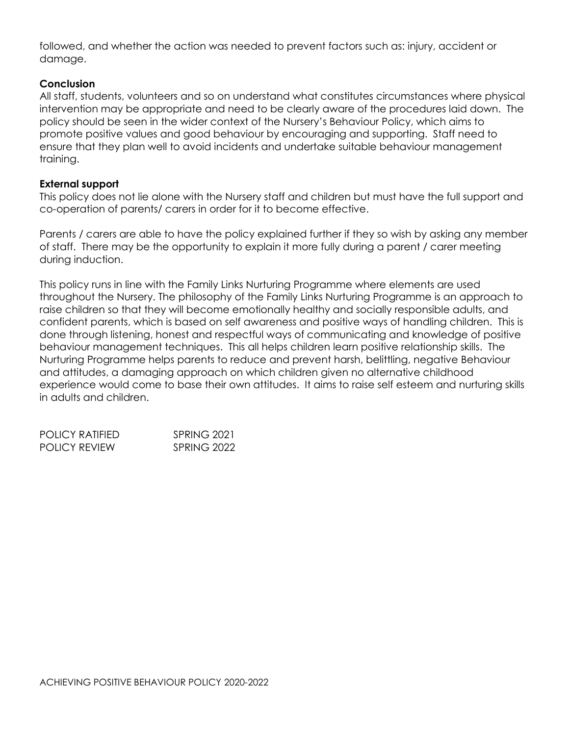followed, and whether the action was needed to prevent factors such as: injury, accident or damage.

**Conclusion**
All staff, students, volunteers and so on understand what constitutes circumstances where physical intervention may be appropriate and need to be clearly aware of the procedures laid down. The policy should be seen in the wider context of the Nursery's Behaviour Policy, which aims to promote positive values and good behaviour by encouraging and supporting. Staff need to ensure that they plan well to avoid incidents and undertake suitable behaviour management training.

**External support**
This policy does not lie alone with the Nursery staff and children but must have the full support and co-operation of parents/ carers in order for it to become effective.

Parents / carers are able to have the policy explained further if they so wish by asking any member of staff. There may be the opportunity to explain it more fully during a parent / carer meeting during induction.

This policy runs in line with the Family Links Nurturing Programme where elements are used throughout the Nursery. The philosophy of the Family Links Nurturing Programme is an approach to raise children so that they will become emotionally healthy and socially responsible adults, and confident parents, which is based on self awareness and positive ways of handling children. This is done through listening, honest and respectful ways of communicating and knowledge of positive behaviour management techniques. This all helps children learn positive relationship skills. The Nurturing Programme helps parents to reduce and prevent harsh, belittling, negative Behaviour and attitudes, a damaging approach on which children given no alternative childhood experience would come to base their own attitudes. It aims to raise self esteem and nurturing skills in adults and children.

POLICY RATIFIED SPRING 2021
POLICY REVIEW SPRING 2022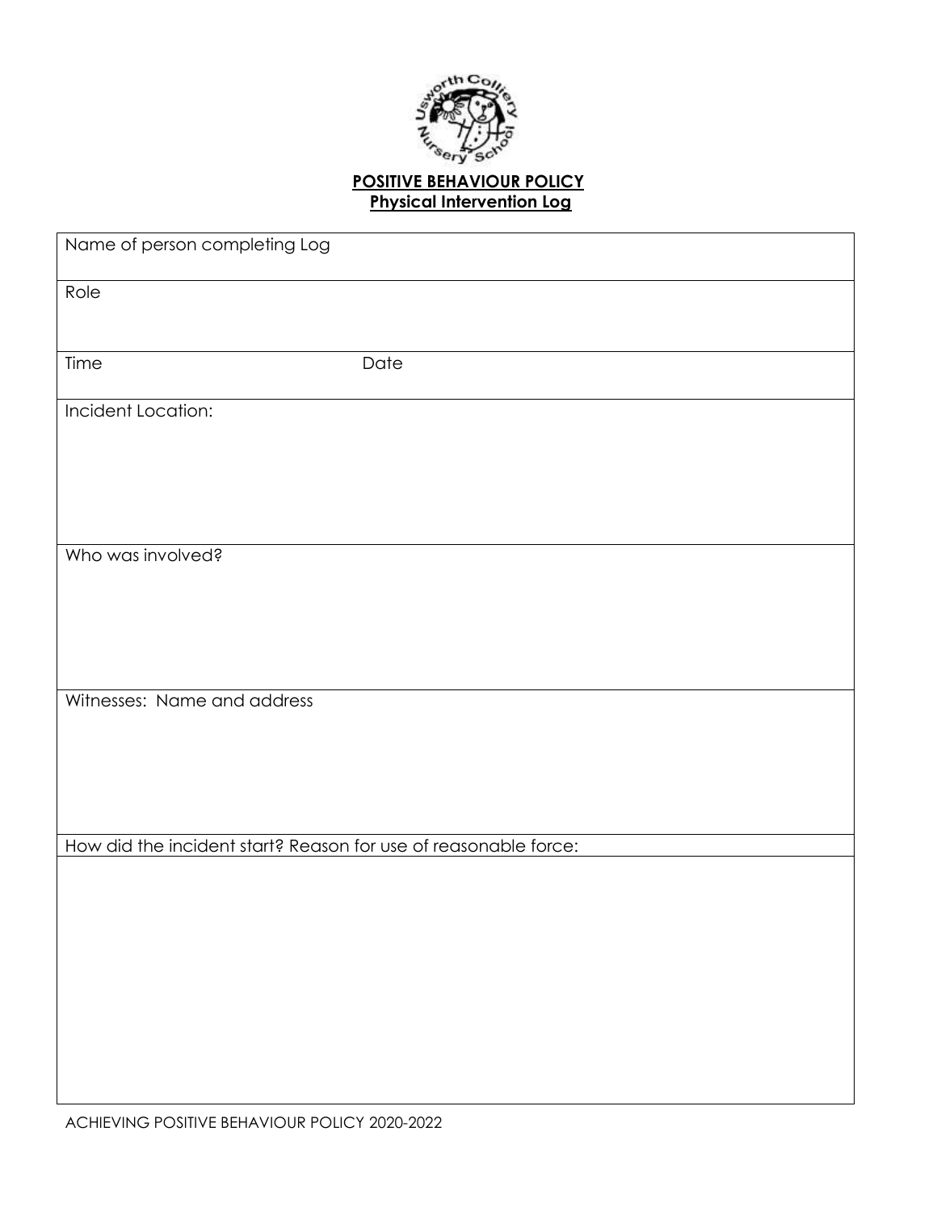**POSITIVE BEHAVIOUR POLICY**
**Physical Intervention Log**

| Name of person completing Log | |
|---|---|
| Role | |
| Time | Date |
| Incident Location: | |
| Who was involved? | |
| Witnesses: Name and address | |
| How did the incident start? Reason for use of reasonable force: | |
| | |

ACHIEVING POSITIVE BEHAVIOUR POLICY 2020-2022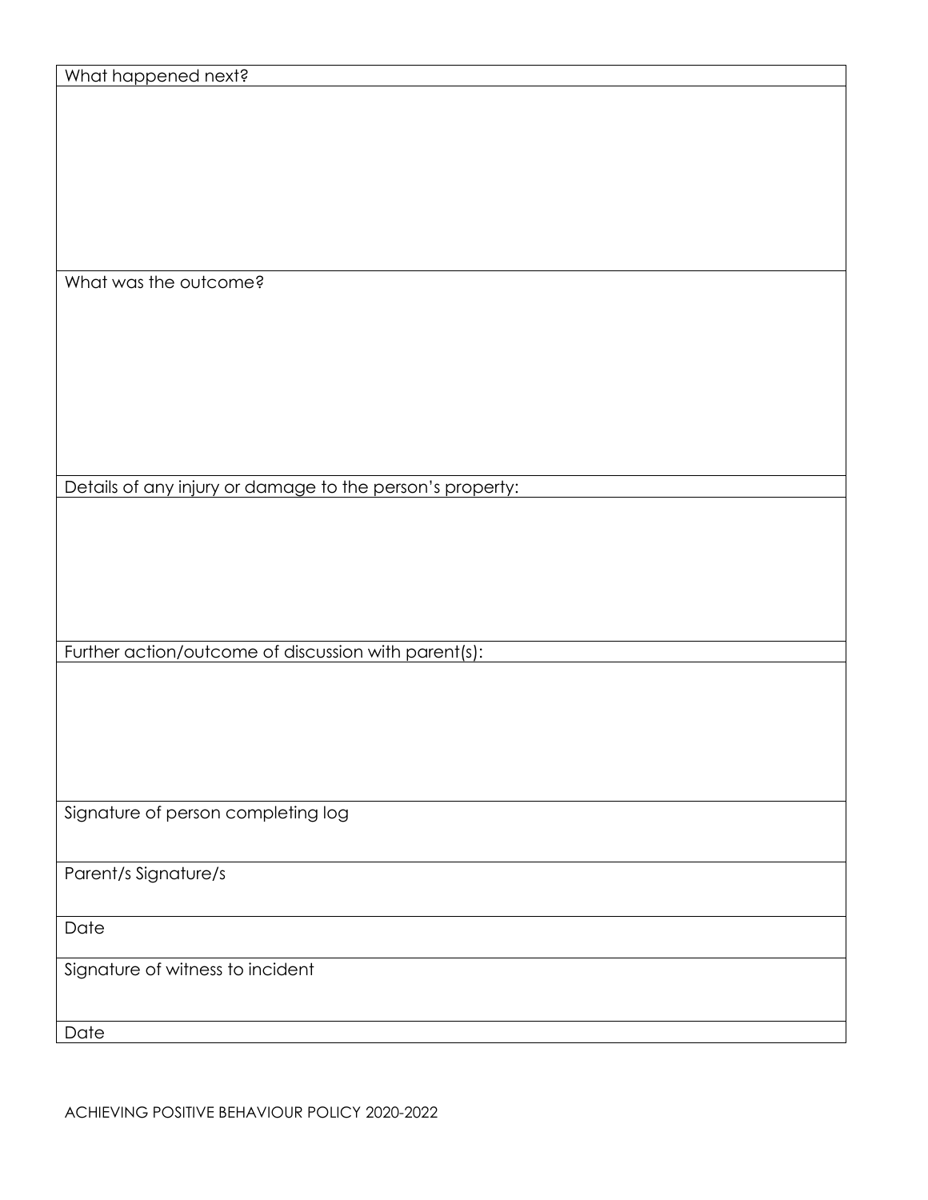| What happened next? |
| --- |
| |
| What was the outcome? |
| |
| Details of any injury or damage to the person's property: |
| |
| Further action/outcome of discussion with parent(s): |
| |
| Signature of person completing log |
| Parent/s Signature/s |
| Date |
| Signature of witness to incident |
| Date |

ACHIEVING POSITIVE BEHAVIOUR POLICY 2020-2022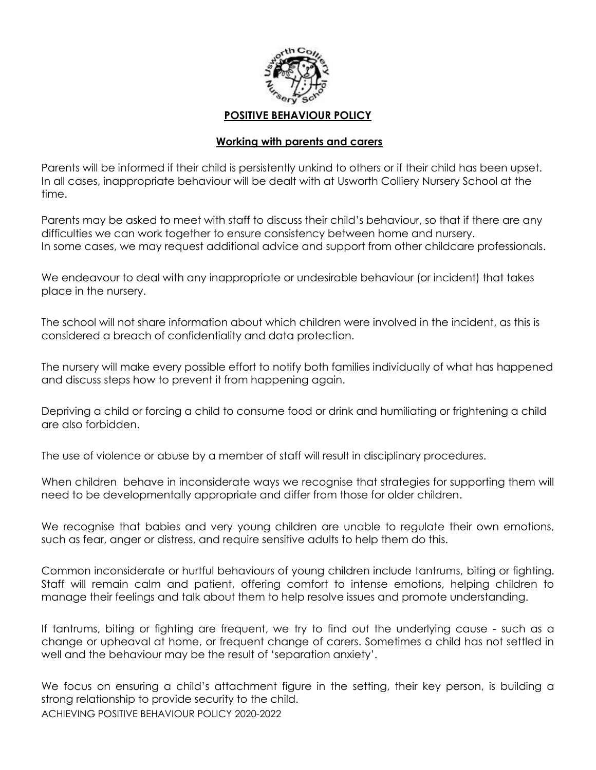## POSITIVE BEHAVIOUR POLICY

### Working with parents and carers

Parents will be informed if their child is persistently unkind to others or if their child has been upset. In all cases, inappropriate behaviour will be dealt with at Usworth Colliery Nursery School at the time.

Parents may be asked to meet with staff to discuss their child's behaviour, so that if there are any difficulties we can work together to ensure consistency between home and nursery.
In some cases, we may request additional advice and support from other childcare professionals.

We endeavour to deal with any inappropriate or undesirable behaviour (or incident) that takes place in the nursery.

The school will not share information about which children were involved in the incident, as this is considered a breach of confidentiality and data protection.

The nursery will make every possible effort to notify both families individually of what has happened and discuss steps how to prevent it from happening again.

Depriving a child or forcing a child to consume food or drink and humiliating or frightening a child are also forbidden.

The use of violence or abuse by a member of staff will result in disciplinary procedures.

When children behave in inconsiderate ways we recognise that strategies for supporting them will need to be developmentally appropriate and differ from those for older children.

We recognise that babies and very young children are unable to regulate their own emotions, such as fear, anger or distress, and require sensitive adults to help them do this.

Common inconsiderate or hurtful behaviours of young children include tantrums, biting or fighting. Staff will remain calm and patient, offering comfort to intense emotions, helping children to manage their feelings and talk about them to help resolve issues and promote understanding.

If tantrums, biting or fighting are frequent, we try to find out the underlying cause - such as a change or upheaval at home, or frequent change of carers. Sometimes a child has not settled in well and the behaviour may be the result of 'separation anxiety'.

We focus on ensuring a child's attachment figure in the setting, their key person, is building a strong relationship to provide security to the child.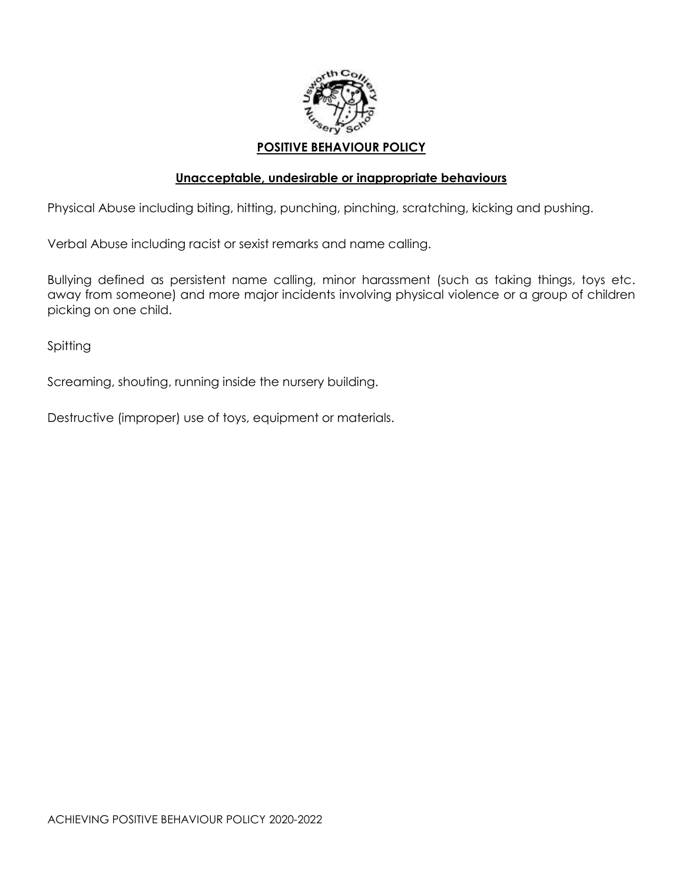## POSITIVE BEHAVIOUR POLICY

### Unacceptable, undesirable or inappropriate behaviours

Physical Abuse including biting, hitting, punching, pinching, scratching, kicking and pushing.

Verbal Abuse including racist or sexist remarks and name calling.

Bullying defined as persistent name calling, minor harassment (such as taking things, toys etc. away from someone) and more major incidents involving physical violence or a group of children picking on one child.

Spitting

Screaming, shouting, running inside the nursery building.

Destructive (improper) use of toys, equipment or materials.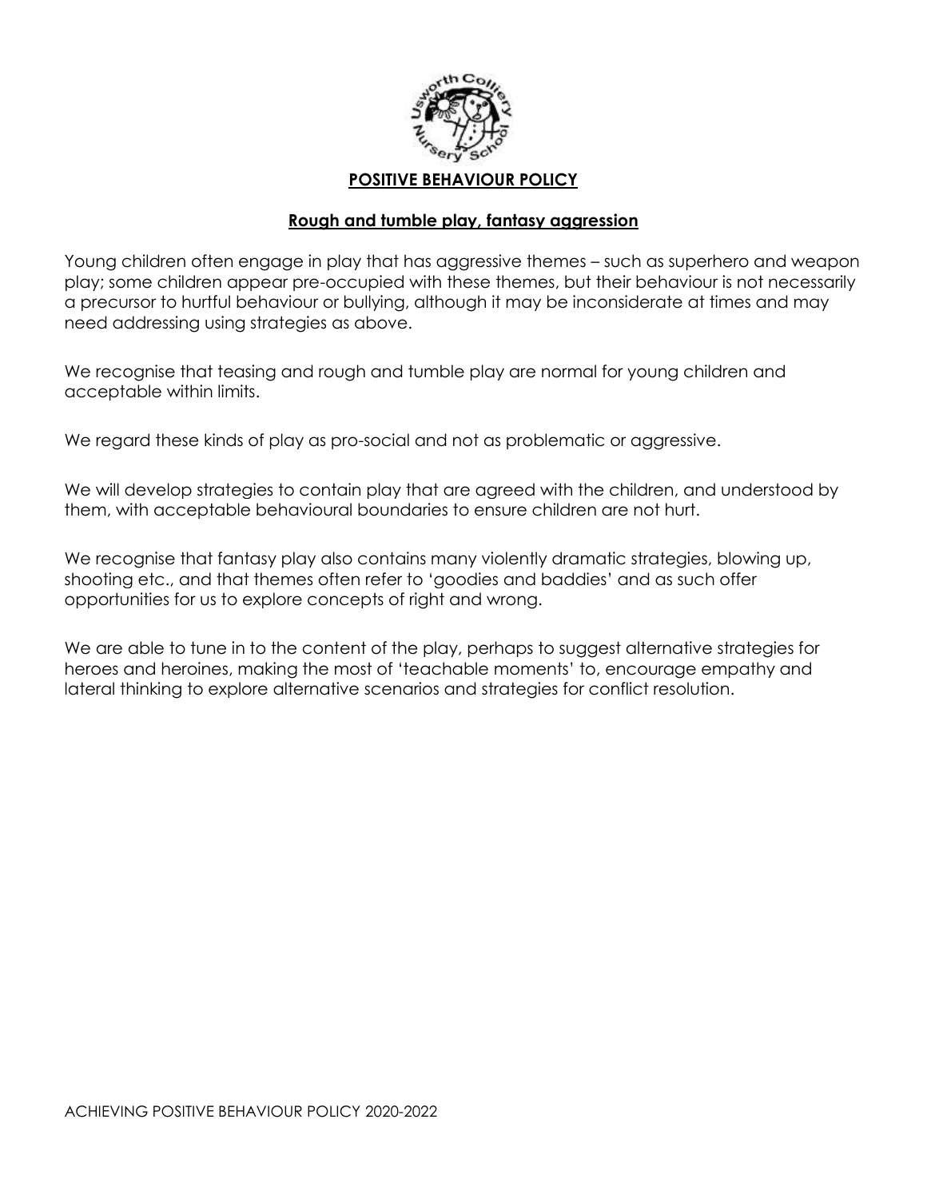## POSITIVE BEHAVIOUR POLICY

### Rough and tumble play, fantasy aggression

Young children often engage in play that has aggressive themes – such as superhero and weapon play; some children appear pre-occupied with these themes, but their behaviour is not necessarily a precursor to hurtful behaviour or bullying, although it may be inconsiderate at times and may need addressing using strategies as above.

We recognise that teasing and rough and tumble play are normal for young children and acceptable within limits.

We regard these kinds of play as pro-social and not as problematic or aggressive.

We will develop strategies to contain play that are agreed with the children, and understood by them, with acceptable behavioural boundaries to ensure children are not hurt.

We recognise that fantasy play also contains many violently dramatic strategies, blowing up, shooting etc., and that themes often refer to 'goodies and baddies' and as such offer opportunities for us to explore concepts of right and wrong.

We are able to tune in to the content of the play, perhaps to suggest alternative strategies for heroes and heroines, making the most of 'teachable moments' to, encourage empathy and lateral thinking to explore alternative scenarios and strategies for conflict resolution.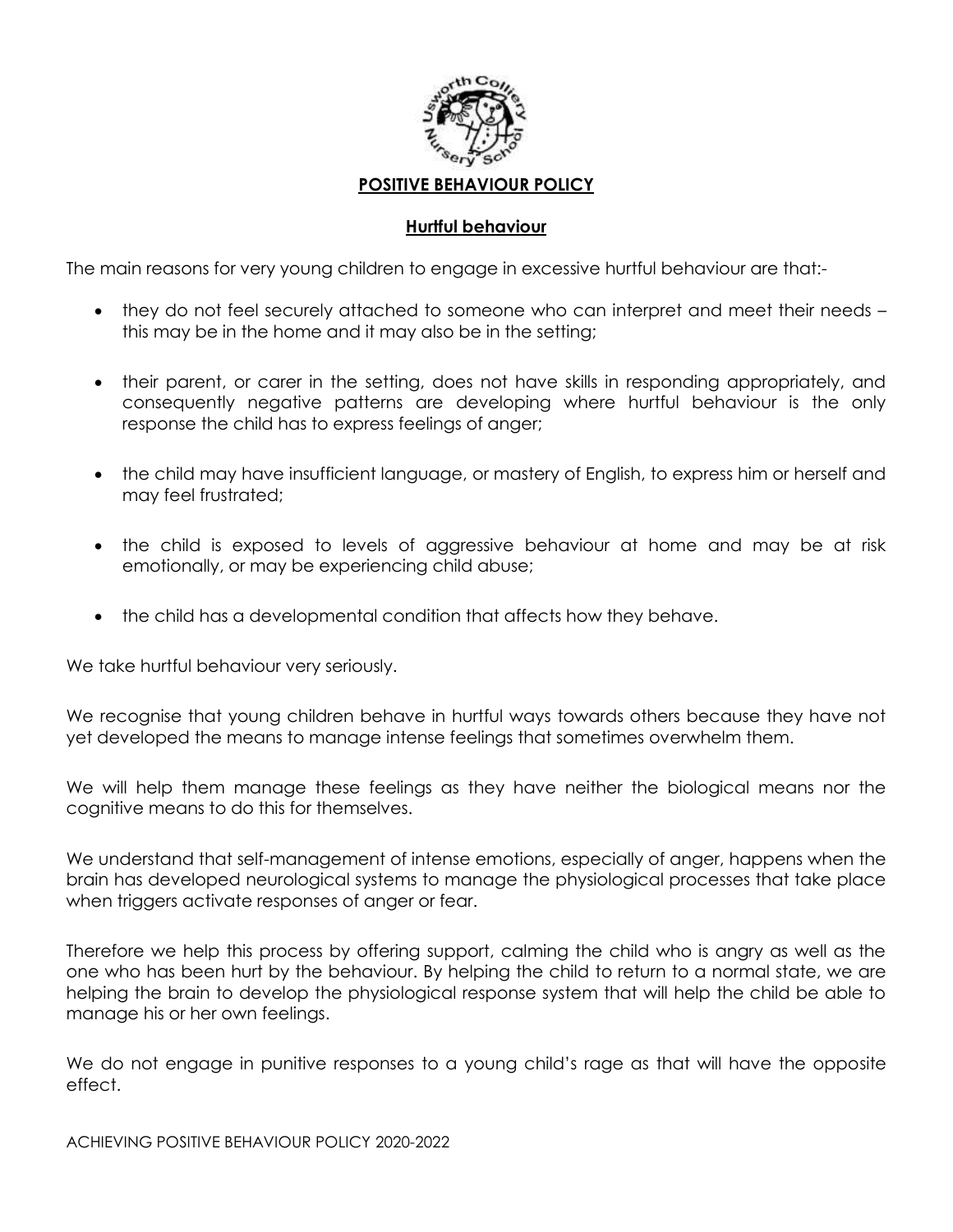## POSITIVE BEHAVIOUR POLICY

### Hurtful behaviour

The main reasons for very young children to engage in excessive hurtful behaviour are that:-

- they do not feel securely attached to someone who can interpret and meet their needs – this may be in the home and it may also be in the setting;
- their parent, or carer in the setting, does not have skills in responding appropriately, and consequently negative patterns are developing where hurtful behaviour is the only response the child has to express feelings of anger;
- the child may have insufficient language, or mastery of English, to express him or herself and may feel frustrated;
- the child is exposed to levels of aggressive behaviour at home and may be at risk emotionally, or may be experiencing child abuse;
- the child has a developmental condition that affects how they behave.

We take hurtful behaviour very seriously.

We recognise that young children behave in hurtful ways towards others because they have not yet developed the means to manage intense feelings that sometimes overwhelm them.

We will help them manage these feelings as they have neither the biological means nor the cognitive means to do this for themselves.

We understand that self-management of intense emotions, especially of anger, happens when the brain has developed neurological systems to manage the physiological processes that take place when triggers activate responses of anger or fear.

Therefore we help this process by offering support, calming the child who is angry as well as the one who has been hurt by the behaviour. By helping the child to return to a normal state, we are helping the brain to develop the physiological response system that will help the child be able to manage his or her own feelings.

We do not engage in punitive responses to a young child's rage as that will have the opposite effect.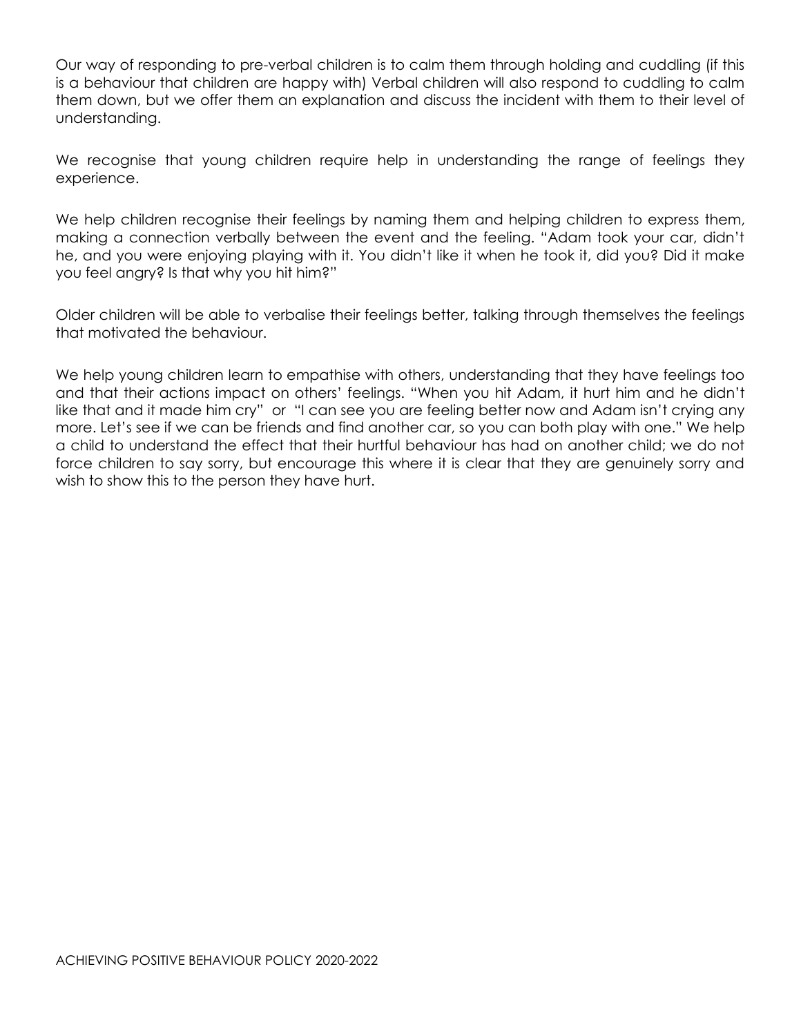Our way of responding to pre-verbal children is to calm them through holding and cuddling (if this is a behaviour that children are happy with) Verbal children will also respond to cuddling to calm them down, but we offer them an explanation and discuss the incident with them to their level of understanding.

We recognise that young children require help in understanding the range of feelings they experience.

We help children recognise their feelings by naming them and helping children to express them, making a connection verbally between the event and the feeling. "Adam took your car, didn't he, and you were enjoying playing with it. You didn't like it when he took it, did you? Did it make you feel angry? Is that why you hit him?"

Older children will be able to verbalise their feelings better, talking through themselves the feelings that motivated the behaviour.

We help young children learn to empathise with others, understanding that they have feelings too and that their actions impact on others' feelings. "When you hit Adam, it hurt him and he didn't like that and it made him cry" or "I can see you are feeling better now and Adam isn't crying any more. Let's see if we can be friends and find another car, so you can both play with one." We help a child to understand the effect that their hurtful behaviour has had on another child; we do not force children to say sorry, but encourage this where it is clear that they are genuinely sorry and wish to show this to the person they have hurt.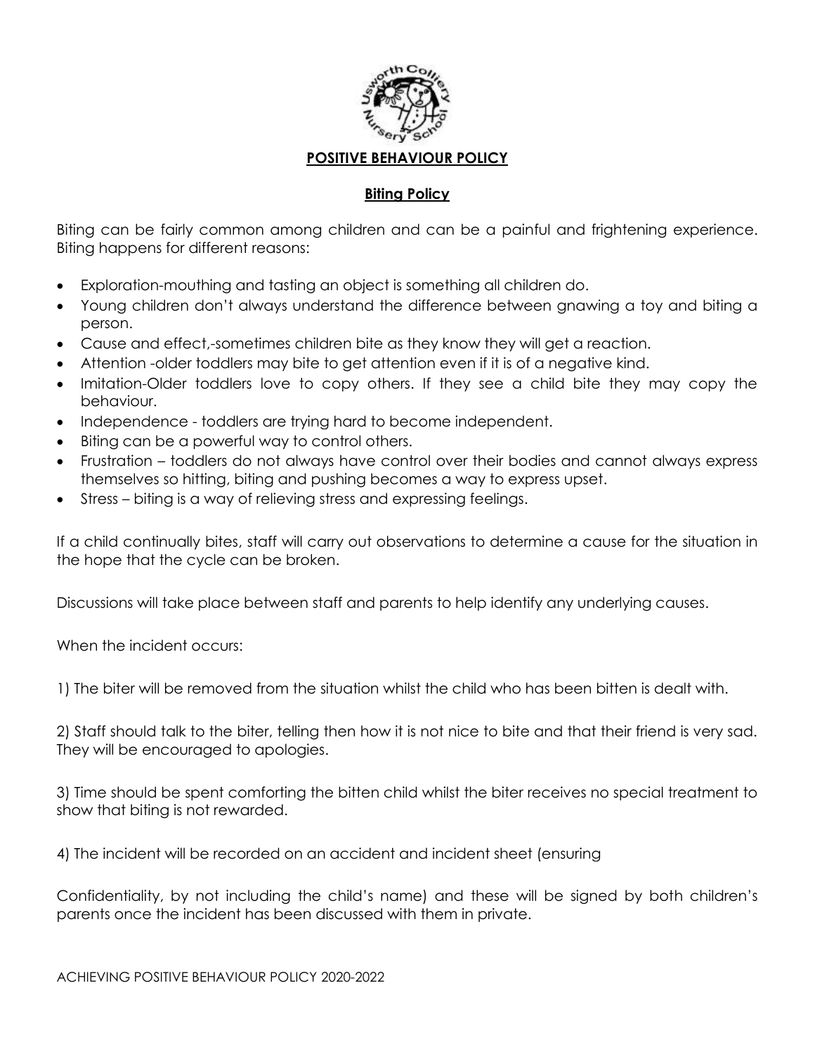**POSITIVE BEHAVIOUR POLICY**

**Biting Policy**

Biting can be fairly common among children and can be a painful and frightening experience. Biting happens for different reasons:

- Exploration-mouthing and tasting an object is something all children do.
- Young children don't always understand the difference between gnawing a toy and biting a person.
- Cause and effect,-sometimes children bite as they know they will get a reaction.
- Attention -older toddlers may bite to get attention even if it is of a negative kind.
- Imitation-Older toddlers love to copy others. If they see a child bite they may copy the behaviour.
- Independence - toddlers are trying hard to become independent.
- Biting can be a powerful way to control others.
- Frustration – toddlers do not always have control over their bodies and cannot always express themselves so hitting, biting and pushing becomes a way to express upset.
- Stress – biting is a way of relieving stress and expressing feelings.

If a child continually bites, staff will carry out observations to determine a cause for the situation in the hope that the cycle can be broken.

Discussions will take place between staff and parents to help identify any underlying causes.

When the incident occurs:

1) The biter will be removed from the situation whilst the child who has been bitten is dealt with.

2) Staff should talk to the biter, telling then how it is not nice to bite and that their friend is very sad. They will be encouraged to apologies.

3) Time should be spent comforting the bitten child whilst the biter receives no special treatment to show that biting is not rewarded.

4) The incident will be recorded on an accident and incident sheet (ensuring

Confidentiality, by not including the child's name) and these will be signed by both children's parents once the incident has been discussed with them in private.